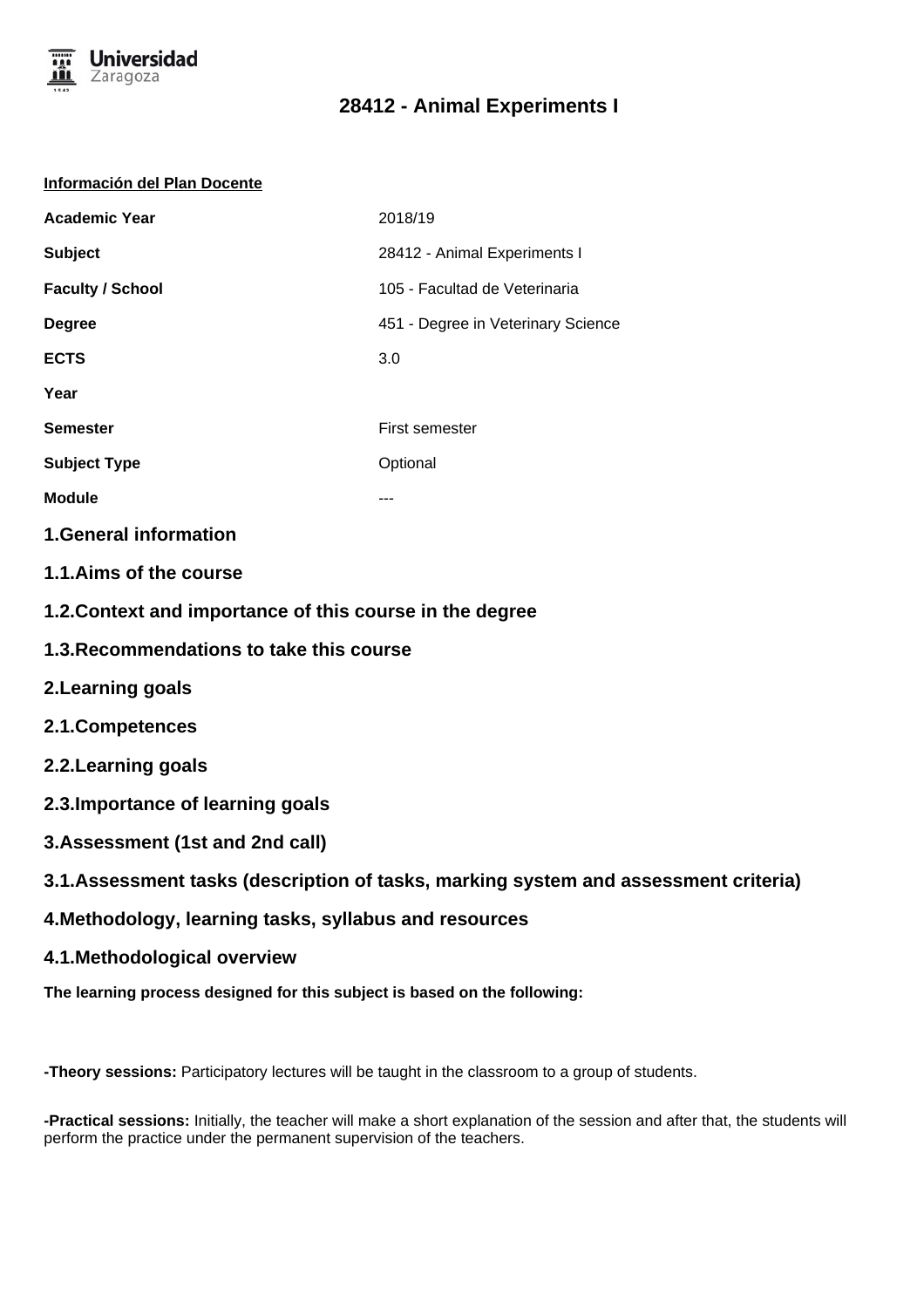# 28412 - Animal Experiments I

**Información del Plan Docente**

| | |
|---|---|
| **Academic Year** | 2018/19 |
| **Subject** | 28412 - Animal Experiments I |
| **Faculty / School** | 105 - Facultad de Veterinaria |
| **Degree** | 451 - Degree in Veterinary Science |
| **ECTS** | 3.0 |
| **Year** | |
| **Semester** | First semester |
| **Subject Type** | Optional |
| **Module** | --- |

## 1.General information

## 1.1.Aims of the course

## 1.2.Context and importance of this course in the degree

## 1.3.Recommendations to take this course

## 2.Learning goals

## 2.1.Competences

## 2.2.Learning goals

## 2.3.Importance of learning goals

## 3.Assessment (1st and 2nd call)

## 3.1.Assessment tasks (description of tasks, marking system and assessment criteria)

## 4.Methodology, learning tasks, syllabus and resources

## 4.1.Methodological overview

**The learning process designed for this subject is based on the following:**

**-Theory sessions:** Participatory lectures will be taught in the classroom to a group of students.

**-Practical sessions:** Initially, the teacher will make a short explanation of the session and after that, the students will perform the practice under the permanent supervision of the teachers.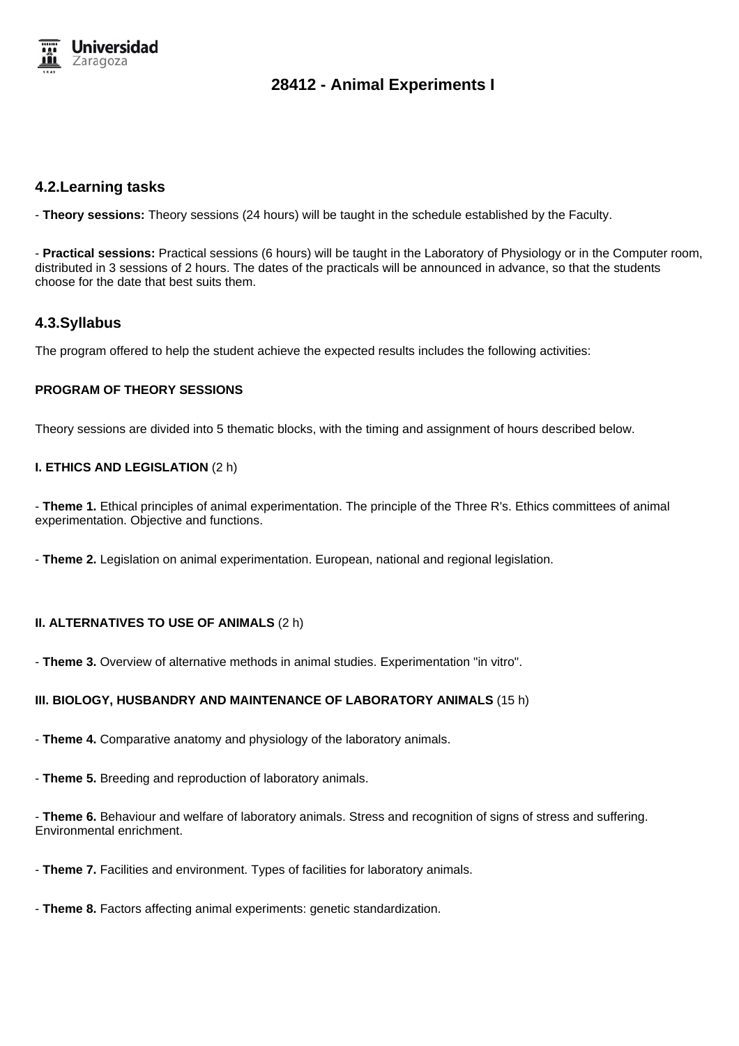### 4.2.Learning tasks

- **Theory sessions:** Theory sessions (24 hours) will be taught in the schedule established by the Faculty.

- **Practical sessions:** Practical sessions (6 hours) will be taught in the Laboratory of Physiology or in the Computer room, distributed in 3 sessions of 2 hours. The dates of the practicals will be announced in advance, so that the students choose for the date that best suits them.

### 4.3.Syllabus

The program offered to help the student achieve the expected results includes the following activities:

**PROGRAM OF THEORY SESSIONS**

Theory sessions are divided into 5 thematic blocks, with the timing and assignment of hours described below.

**I. ETHICS AND LEGISLATION** (2 h)

- **Theme 1.** Ethical principles of animal experimentation. The principle of the Three R's. Ethics committees of animal experimentation. Objective and functions.

- **Theme 2.** Legislation on animal experimentation. European, national and regional legislation.

**II. ALTERNATIVES TO USE OF ANIMALS** (2 h)

- **Theme 3.** Overview of alternative methods in animal studies. Experimentation "in vitro".

**III. BIOLOGY, HUSBANDRY AND MAINTENANCE OF LABORATORY ANIMALS** (15 h)

- **Theme 4.** Comparative anatomy and physiology of the laboratory animals.

- **Theme 5.** Breeding and reproduction of laboratory animals.

- **Theme 6.** Behaviour and welfare of laboratory animals. Stress and recognition of signs of stress and suffering. Environmental enrichment.

- **Theme 7.** Facilities and environment. Types of facilities for laboratory animals.

- **Theme 8.** Factors affecting animal experiments: genetic standardization.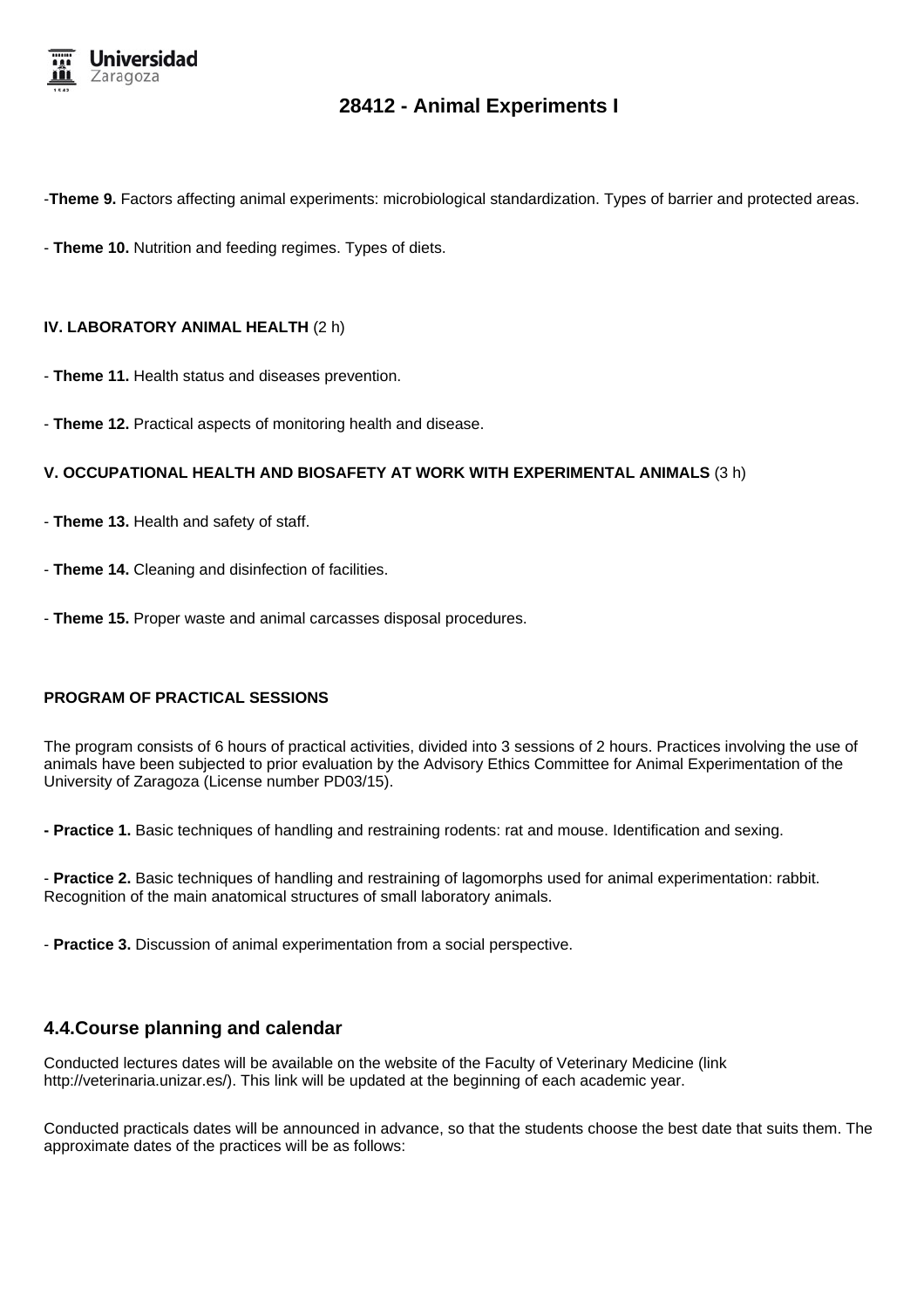-**Theme 9.** Factors affecting animal experiments: microbiological standardization. Types of barrier and protected areas.

- **Theme 10.** Nutrition and feeding regimes. Types of diets.

**IV. LABORATORY ANIMAL HEALTH** (2 h)

- **Theme 11.** Health status and diseases prevention.

- **Theme 12.** Practical aspects of monitoring health and disease.

**V. OCCUPATIONAL HEALTH AND BIOSAFETY AT WORK WITH EXPERIMENTAL ANIMALS** (3 h)

- **Theme 13.** Health and safety of staff.

- **Theme 14.** Cleaning and disinfection of facilities.

- **Theme 15.** Proper waste and animal carcasses disposal procedures.

**PROGRAM OF PRACTICAL SESSIONS**

The program consists of 6 hours of practical activities, divided into 3 sessions of 2 hours. Practices involving the use of animals have been subjected to prior evaluation by the Advisory Ethics Committee for Animal Experimentation of the University of Zaragoza (License number PD03/15).

**- Practice 1.** Basic techniques of handling and restraining rodents: rat and mouse. Identification and sexing.

- **Practice 2.** Basic techniques of handling and restraining of lagomorphs used for animal experimentation: rabbit. Recognition of the main anatomical structures of small laboratory animals.

- **Practice 3.** Discussion of animal experimentation from a social perspective.

## 4.4.Course planning and calendar

Conducted lectures dates will be available on the website of the Faculty of Veterinary Medicine (link http://veterinaria.unizar.es/). This link will be updated at the beginning of each academic year.

Conducted practicals dates will be announced in advance, so that the students choose the best date that suits them. The approximate dates of the practices will be as follows: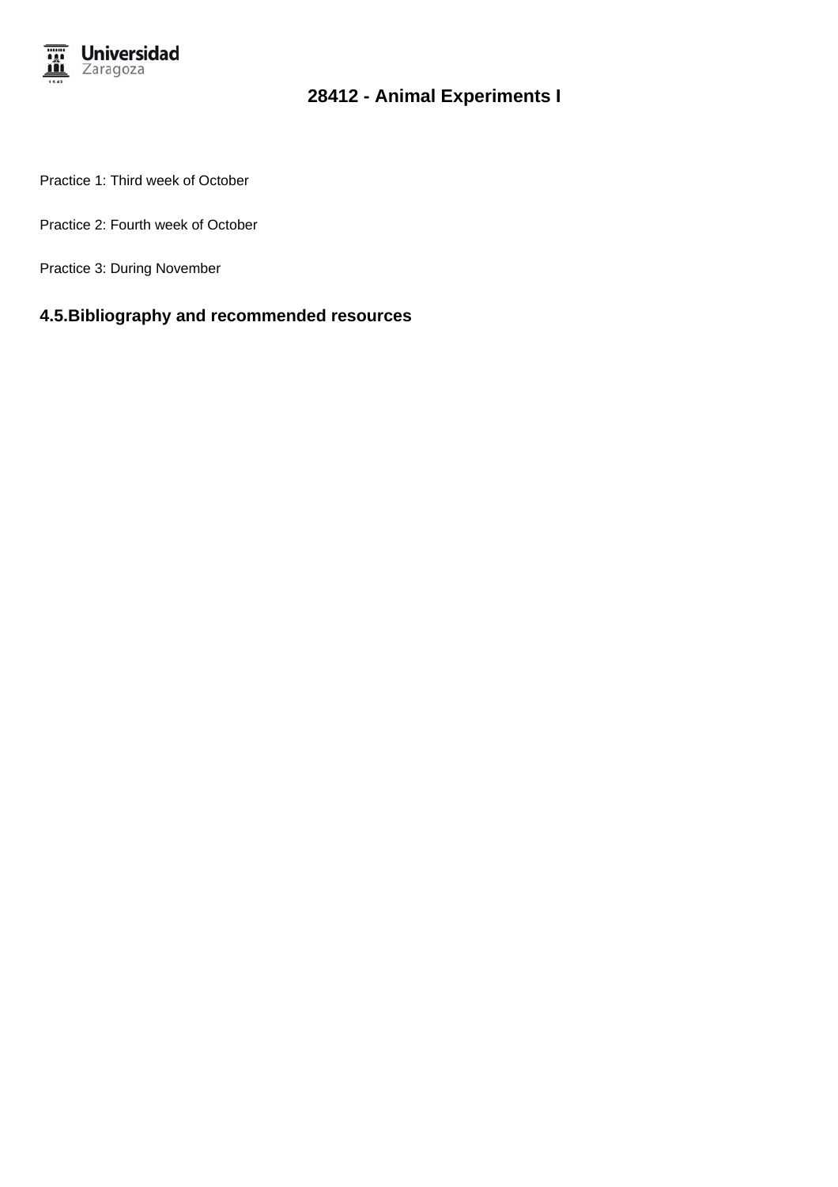Practice 1: Third week of October

Practice 2: Fourth week of October

Practice 3: During November

## 4.5.Bibliography and recommended resources